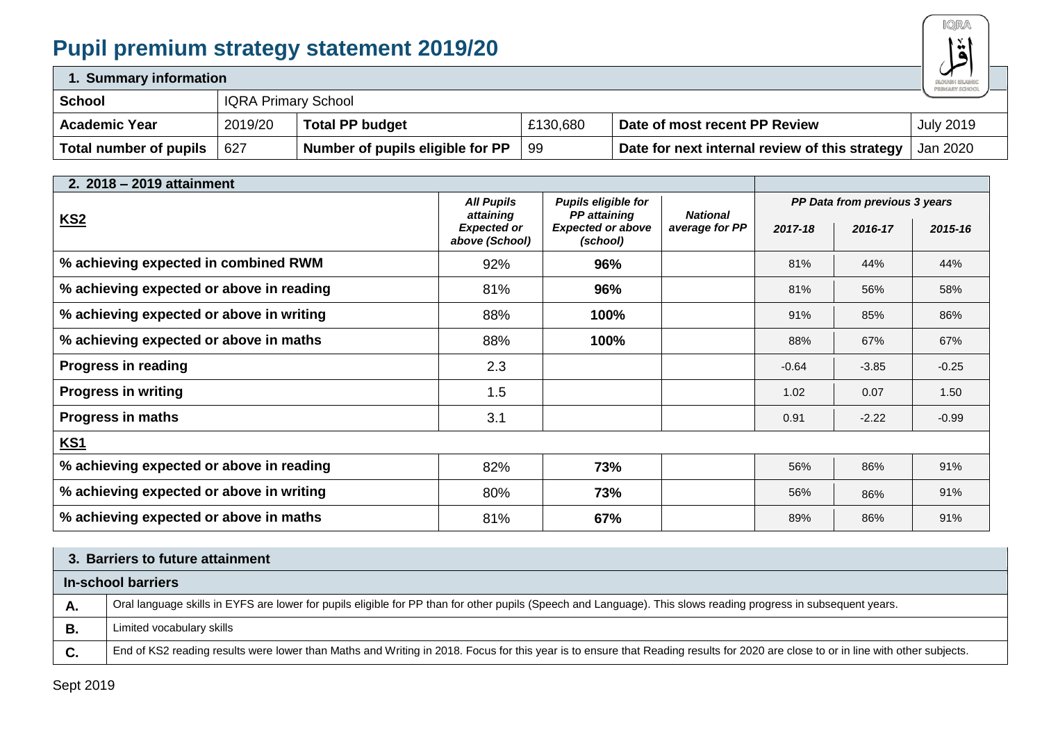# Pupil premium strategy statement 2019/20

| 1. Summary information | | | | | |
|---|---|---|---|---|---|
| **School** | IQRA Primary School | | | | |
| **Academic Year** | 2019/20 | **Total PP budget** | £130,680 | **Date of most recent PP Review** | July 2019 |
| **Total number of pupils** | 627 | **Number of pupils eligible for PP** | 99 | **Date for next internal review of this strategy** | Jan 2020 |

| 2. 2018 – 2019 attainment | | | | | | |
|---|---|---|---|---|---|---|
| **KS2** | ***All Pupils attaining Expected or above (School)*** | ***Pupils eligible for PP attaining Expected or above (school)*** | ***National average for PP*** | ***PP Data from previous 3 years*** | | |
| | | | | ***2017-18*** | ***2016-17*** | ***2015-16*** |
| **% achieving expected in combined RWM** | 92% | **96%** | | 81% | 44% | 44% |
| **% achieving expected or above in reading** | 81% | **96%** | | 81% | 56% | 58% |
| **% achieving expected or above in writing** | 88% | **100%** | | 91% | 85% | 86% |
| **% achieving expected or above in maths** | 88% | **100%** | | 88% | 67% | 67% |
| **Progress in reading** | 2.3 | | | -0.64 | -3.85 | -0.25 |
| **Progress in writing** | 1.5 | | | 1.02 | 0.07 | 1.50 |
| **Progress in maths** | 3.1 | | | 0.91 | -2.22 | -0.99 |
| **KS1** | | | | | | |
| **% achieving expected or above in reading** | 82% | **73%** | | 56% | 86% | 91% |
| **% achieving expected or above in writing** | 80% | **73%** | | 56% | 86% | 91% |
| **% achieving expected or above in maths** | 81% | **67%** | | 89% | 86% | 91% |

| 3. Barriers to future attainment | |
|---|---|
| **In-school barriers** | |
| **A.** | Oral language skills in EYFS are lower for pupils eligible for PP than for other pupils (Speech and Language). This slows reading progress in subsequent years. |
| **B.** | Limited vocabulary skills |
| **C.** | End of KS2 reading results were lower than Maths and Writing in 2018. Focus for this year is to ensure that Reading results for 2020 are close to or in line with other subjects. |

Sept 2019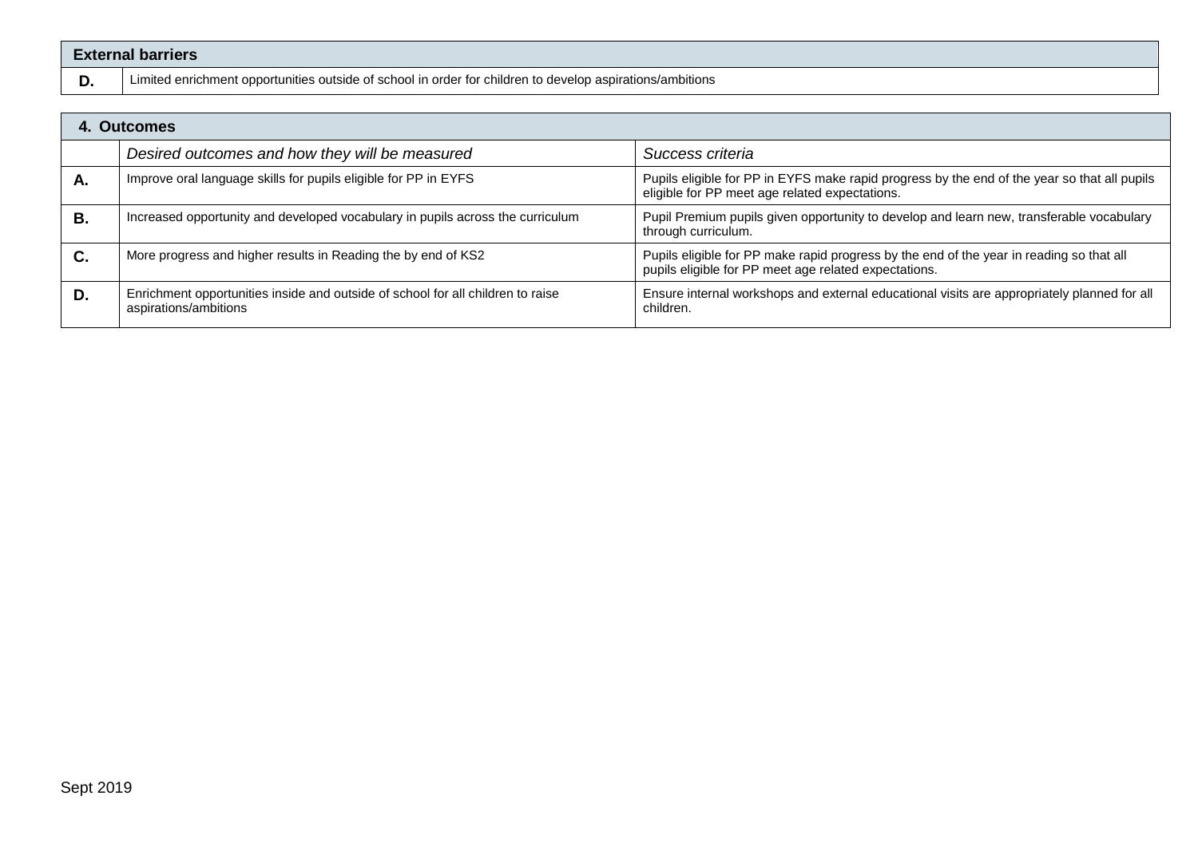| External barriers | |
|---|---|
| **D.** | Limited enrichment opportunities outside of school in order for children to develop aspirations/ambitions |

| **4. Outcomes** | | |
|---|---|---|
| | *Desired outcomes and how they will be measured* | *Success criteria* |
| **A.** | Improve oral language skills for pupils eligible for PP in EYFS | Pupils eligible for PP in EYFS make rapid progress by the end of the year so that all pupils eligible for PP meet age related expectations. |
| **B.** | Increased opportunity and developed vocabulary in pupils across the curriculum | Pupil Premium pupils given opportunity to develop and learn new, transferable vocabulary through curriculum. |
| **C.** | More progress and higher results in Reading the by end of KS2 | Pupils eligible for PP make rapid progress by the end of the year in reading so that all pupils eligible for PP meet age related expectations. |
| **D.** | Enrichment opportunities inside and outside of school for all children to raise aspirations/ambitions | Ensure internal workshops and external educational visits are appropriately planned for all children. |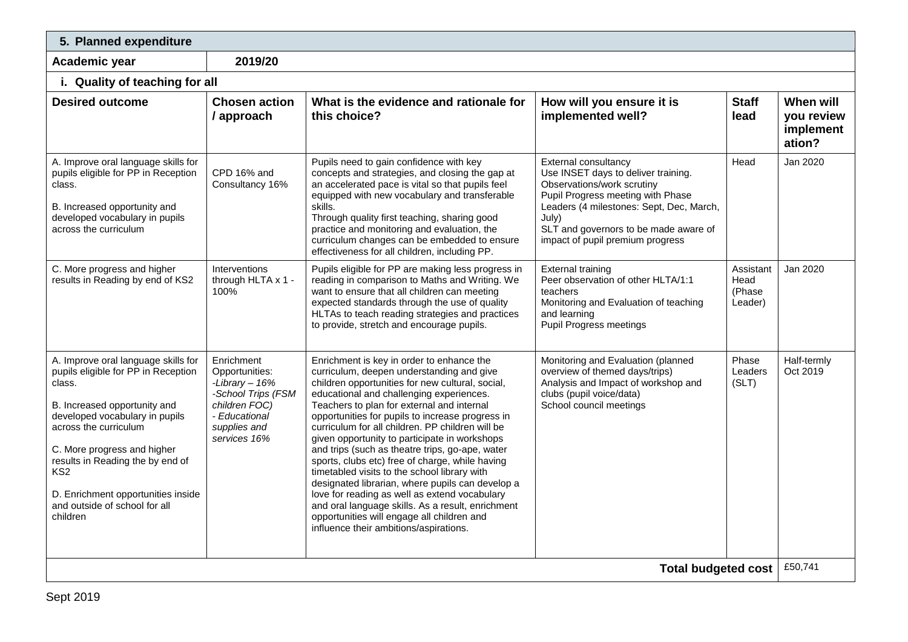## 5. Planned expenditure

| Academic year | 2019/20 | | | | |
|---|---|---|---|---|---|
| **i. Quality of teaching for all** | | | | | |
| **Desired outcome** | **Chosen action / approach** | **What is the evidence and rationale for this choice?** | **How will you ensure it is implemented well?** | **Staff lead** | **When will you review implement ation?** |
| A. Improve oral language skills for pupils eligible for PP in Reception class.<br><br>B. Increased opportunity and developed vocabulary in pupils across the curriculum | CPD 16% and Consultancy 16% | Pupils need to gain confidence with key concepts and strategies, and closing the gap at an accelerated pace is vital so that pupils feel equipped with new vocabulary and transferable skills.<br>Through quality first teaching, sharing good practice and monitoring and evaluation, the curriculum changes can be embedded to ensure effectiveness for all children, including PP. | External consultancy<br>Use INSET days to deliver training.<br>Observations/work scrutiny<br>Pupil Progress meeting with Phase Leaders (4 milestones: Sept, Dec, March, July)<br>SLT and governors to be made aware of impact of pupil premium progress | Head | Jan 2020 |
| C. More progress and higher results in Reading by end of KS2 | Interventions through HLTA x 1 - 100% | Pupils eligible for PP are making less progress in reading in comparison to Maths and Writing. We want to ensure that all children can meeting expected standards through the use of quality HLTAs to teach reading strategies and practices to provide, stretch and encourage pupils. | External training<br>Peer observation of other HLTA/1:1 teachers<br>Monitoring and Evaluation of teaching and learning<br>Pupil Progress meetings | Assistant Head (Phase Leader) | Jan 2020 |
| A. Improve oral language skills for pupils eligible for PP in Reception class.<br><br>B. Increased opportunity and developed vocabulary in pupils across the curriculum<br><br>C. More progress and higher results in Reading the by end of KS2<br><br>D. Enrichment opportunities inside and outside of school for all children | Enrichment Opportunities:<br>*-Library – 16%*<br>*-School Trips (FSM children FOC)*<br>*- Educational supplies and services 16%* | Enrichment is key in order to enhance the curriculum, deepen understanding and give children opportunities for new cultural, social, educational and challenging experiences.<br>Teachers to plan for external and internal opportunities for pupils to increase progress in curriculum for all children. PP children will be given opportunity to participate in workshops and trips (such as theatre trips, go-ape, water sports, clubs etc) free of charge, while having timetabled visits to the school library with designated librarian, where pupils can develop a love for reading as well as extend vocabulary and oral language skills. As a result, enrichment opportunities will engage all children and influence their ambitions/aspirations. | Monitoring and Evaluation (planned overview of themed days/trips)<br>Analysis and Impact of workshop and clubs (pupil voice/data)<br>School council meetings | Phase Leaders (SLT) | Half-termly Oct 2019 |
| | | | | **Total budgeted cost** | £50,741 |

Sept 2019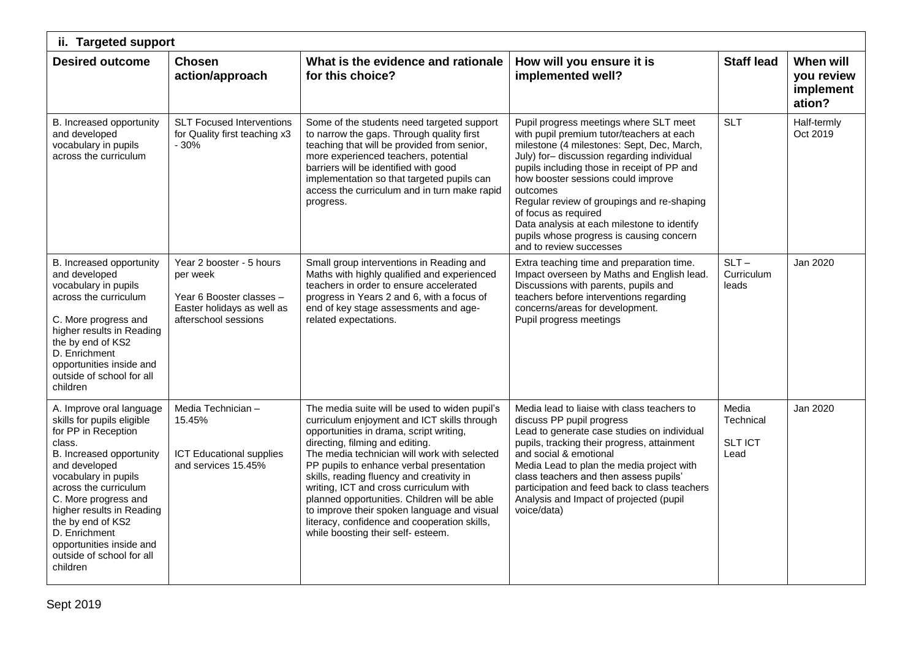| ii. Targeted support | | | | | |
|---|---|---|---|---|---|
| **Desired outcome** | **Chosen action/approach** | **What is the evidence and rationale for this choice?** | **How will you ensure it is implemented well?** | **Staff lead** | **When will you review implement ation?** |
| B. Increased opportunity and developed vocabulary in pupils across the curriculum | SLT Focused Interventions for Quality first teaching x3 - 30% | Some of the students need targeted support to narrow the gaps. Through quality first teaching that will be provided from senior, more experienced teachers, potential barriers will be identified with good implementation so that targeted pupils can access the curriculum and in turn make rapid progress. | Pupil progress meetings where SLT meet with pupil premium tutor/teachers at each milestone (4 milestones: Sept, Dec, March, July) for– discussion regarding individual pupils including those in receipt of PP and how booster sessions could improve outcomes<br>Regular review of groupings and re-shaping of focus as required<br>Data analysis at each milestone to identify pupils whose progress is causing concern and to review successes | SLT | Half-termly Oct 2019 |
| B. Increased opportunity and developed vocabulary in pupils across the curriculum<br><br>C. More progress and higher results in Reading the by end of KS2<br>D. Enrichment opportunities inside and outside of school for all children | Year 2 booster - 5 hours per week<br><br>Year 6 Booster classes – Easter holidays as well as afterschool sessions | Small group interventions in Reading and Maths with highly qualified and experienced teachers in order to ensure accelerated progress in Years 2 and 6, with a focus of end of key stage assessments and age-related expectations. | Extra teaching time and preparation time. Impact overseen by Maths and English lead. Discussions with parents, pupils and teachers before interventions regarding concerns/areas for development.<br>Pupil progress meetings | SLT – Curriculum leads | Jan 2020 |
| A. Improve oral language skills for pupils eligible for PP in Reception class.<br>B. Increased opportunity and developed vocabulary in pupils across the curriculum<br>C. More progress and higher results in Reading the by end of KS2<br>D. Enrichment opportunities inside and outside of school for all children | Media Technician – 15.45%<br><br>ICT Educational supplies and services 15.45% | The media suite will be used to widen pupil's curriculum enjoyment and ICT skills through opportunities in drama, script writing, directing, filming and editing.<br>The media technician will work with selected PP pupils to enhance verbal presentation skills, reading fluency and creativity in writing, ICT and cross curriculum with planned opportunities. Children will be able to improve their spoken language and visual literacy, confidence and cooperation skills, while boosting their self- esteem. | Media lead to liaise with class teachers to discuss PP pupil progress<br>Lead to generate case studies on individual pupils, tracking their progress, attainment and social & emotional<br>Media Lead to plan the media project with class teachers and then assess pupils' participation and feed back to class teachers<br>Analysis and Impact of projected (pupil voice/data) | Media Technical<br><br>SLT ICT Lead | Jan 2020 |

Sept 2019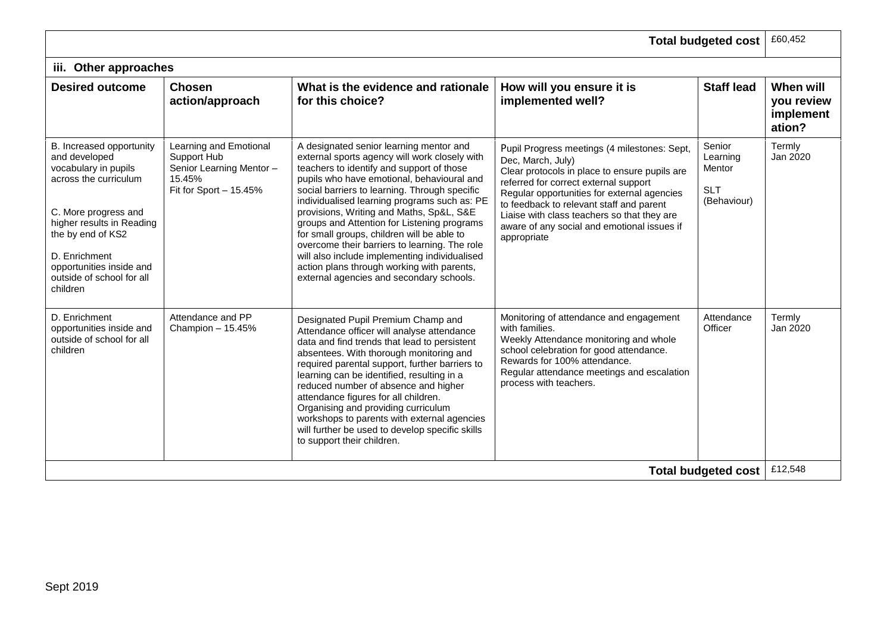| | | | | **Total budgeted cost** | £60,452 |
|---|---|---|---|---|---|

### iii. Other approaches

| Desired outcome | Chosen action/approach | What is the evidence and rationale for this choice? | How will you ensure it is implemented well? | Staff lead | When will you review implement ation? |
|---|---|---|---|---|---|
| B. Increased opportunity and developed vocabulary in pupils across the curriculum<br><br>C. More progress and higher results in Reading the by end of KS2<br><br>D. Enrichment opportunities inside and outside of school for all children | Learning and Emotional Support Hub<br>Senior Learning Mentor – 15.45%<br>Fit for Sport – 15.45% | A designated senior learning mentor and external sports agency will work closely with teachers to identify and support of those pupils who have emotional, behavioural and social barriers to learning. Through specific individualised learning programs such as: PE provisions, Writing and Maths, Sp&L, S&E groups and Attention for Listening programs for small groups, children will be able to overcome their barriers to learning. The role will also include implementing individualised action plans through working with parents, external agencies and secondary schools. | Pupil Progress meetings (4 milestones: Sept, Dec, March, July)<br>Clear protocols in place to ensure pupils are referred for correct external support<br>Regular opportunities for external agencies to feedback to relevant staff and parent<br>Liaise with class teachers so that they are aware of any social and emotional issues if appropriate | Senior Learning Mentor<br>SLT (Behaviour) | Termly<br>Jan 2020 |
| D. Enrichment opportunities inside and outside of school for all children | Attendance and PP Champion – 15.45% | Designated Pupil Premium Champ and Attendance officer will analyse attendance data and find trends that lead to persistent absentees. With thorough monitoring and required parental support, further barriers to learning can be identified, resulting in a reduced number of absence and higher attendance figures for all children.<br>Organising and providing curriculum workshops to parents with external agencies will further be used to develop specific skills to support their children. | Monitoring of attendance and engagement with families.<br>Weekly Attendance monitoring and whole school celebration for good attendance.<br>Rewards for 100% attendance.<br>Regular attendance meetings and escalation process with teachers. | Attendance Officer | Termly<br>Jan 2020 |
| | | | | **Total budgeted cost** | £12,548 |

Sept 2019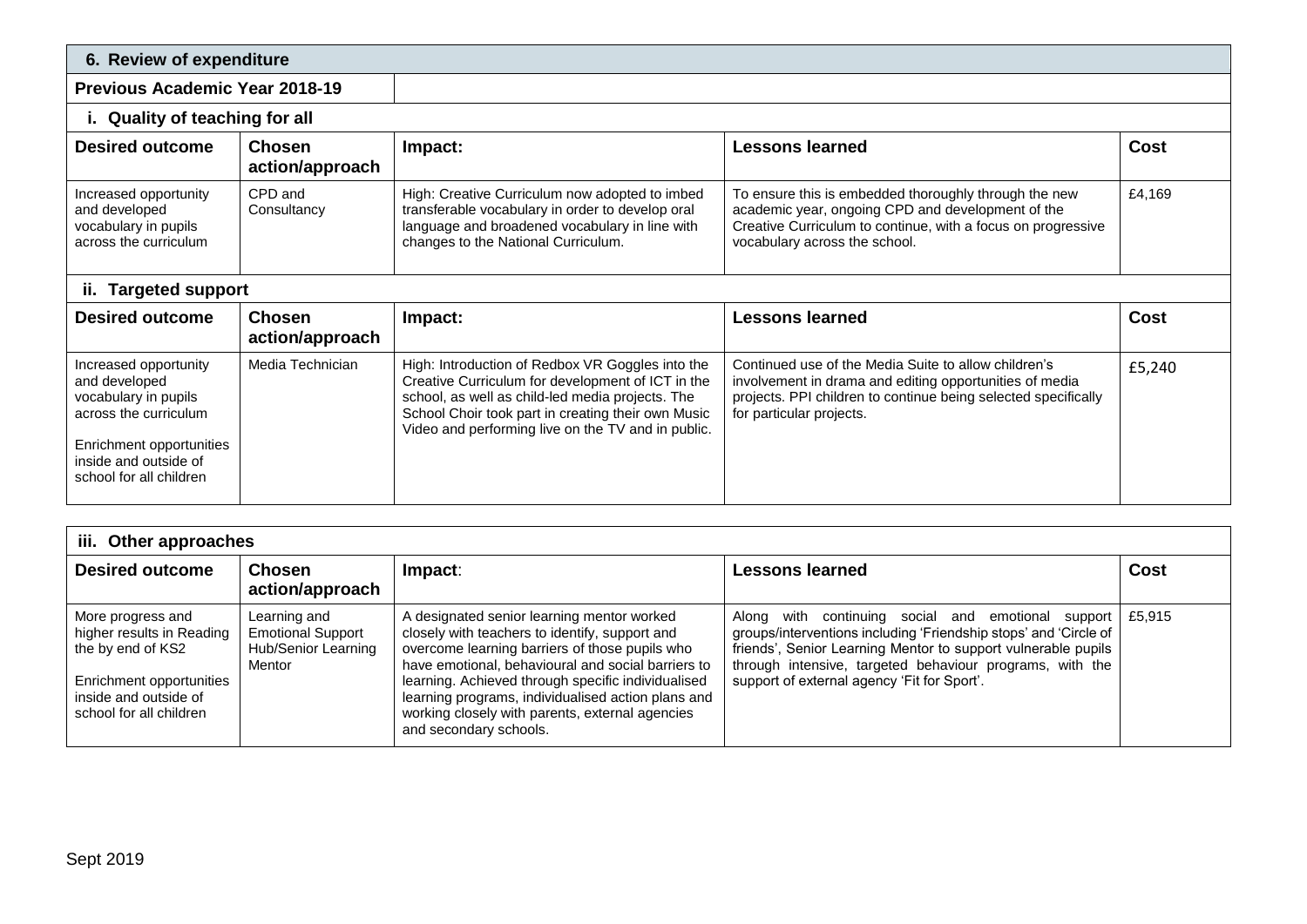## 6. Review of expenditure

**Previous Academic Year 2018-19**

### i. Quality of teaching for all

| Desired outcome | Chosen action/approach | Impact: | Lessons learned | Cost |
|---|---|---|---|---|
| Increased opportunity and developed vocabulary in pupils across the curriculum | CPD and Consultancy | High: Creative Curriculum now adopted to imbed transferable vocabulary in order to develop oral language and broadened vocabulary in line with changes to the National Curriculum. | To ensure this is embedded thoroughly through the new academic year, ongoing CPD and development of the Creative Curriculum to continue, with a focus on progressive vocabulary across the school. | £4,169 |

### ii. Targeted support

| Desired outcome | Chosen action/approach | Impact: | Lessons learned | Cost |
|---|---|---|---|---|
| Increased opportunity and developed vocabulary in pupils across the curriculum<br><br>Enrichment opportunities inside and outside of school for all children | Media Technician | High: Introduction of Redbox VR Goggles into the Creative Curriculum for development of ICT in the school, as well as child-led media projects. The School Choir took part in creating their own Music Video and performing live on the TV and in public. | Continued use of the Media Suite to allow children's involvement in drama and editing opportunities of media projects. PPI children to continue being selected specifically for particular projects. | £5,240 |

### iii. Other approaches

| Desired outcome | Chosen action/approach | Impact: | Lessons learned | Cost |
|---|---|---|---|---|
| More progress and higher results in Reading the by end of KS2<br><br>Enrichment opportunities inside and outside of school for all children | Learning and Emotional Support Hub/Senior Learning Mentor | A designated senior learning mentor worked closely with teachers to identify, support and overcome learning barriers of those pupils who have emotional, behavioural and social barriers to learning. Achieved through specific individualised learning programs, individualised action plans and working closely with parents, external agencies and secondary schools. | Along with continuing social and emotional support groups/interventions including 'Friendship stops' and 'Circle of friends', Senior Learning Mentor to support vulnerable pupils through intensive, targeted behaviour programs, with the support of external agency 'Fit for Sport'. | £5,915 |

Sept 2019